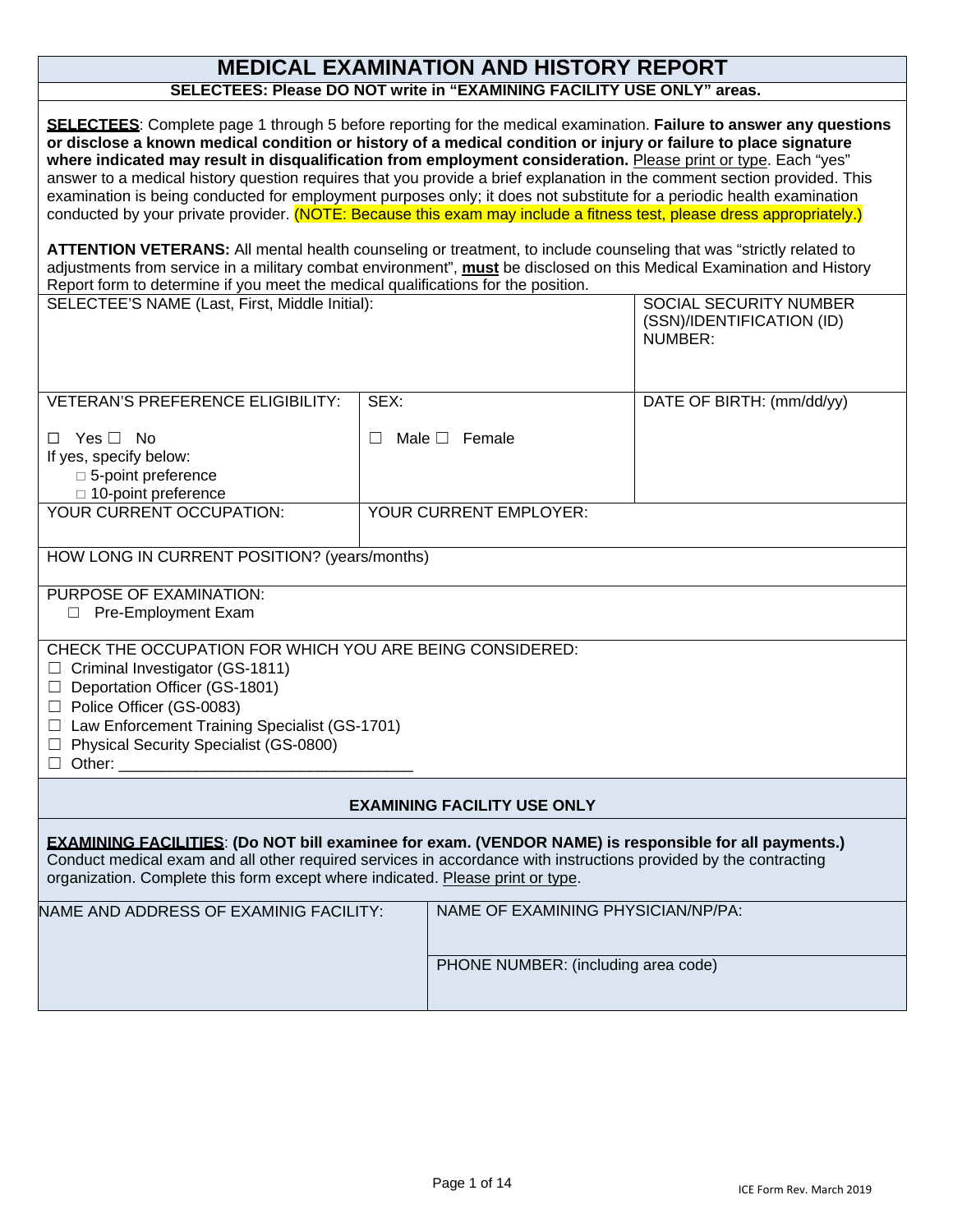# MEDICAL EXAMINATION AND HISTORY REPORT

**SELECTEES: Please DO NOT write in "EXAMINING FACILITY USE ONLY" areas.**

**SELECTEES**: Complete page 1 through 5 before reporting for the medical examination. **Failure to answer any questions or disclose a known medical condition or history of a medical condition or injury or failure to place signature where indicated may result in disqualification from employment consideration.** Please print or type. Each "yes" answer to a medical history question requires that you provide a brief explanation in the comment section provided. This examination is being conducted for employment purposes only; it does not substitute for a periodic health examination conducted by your private provider. (NOTE: Because this exam may include a fitness test, please dress appropriately.)

**ATTENTION VETERANS:** All mental health counseling or treatment, to include counseling that was "strictly related to adjustments from service in a military combat environment", **must** be disclosed on this Medical Examination and History Report form to determine if you meet the medical qualifications for the position.

| SELECTEE'S NAME (Last, First, Middle Initial): | | SOCIAL SECURITY NUMBER (SSN)/IDENTIFICATION (ID) NUMBER: |
|---|---|---|
| VETERAN'S PREFERENCE ELIGIBILITY:<br>☐ Yes ☐ No<br>If yes, specify below:<br>☐ 5-point preference<br>☐ 10-point preference | SEX:<br>☐ Male ☐ Female | DATE OF BIRTH: (mm/dd/yy) |
| YOUR CURRENT OCCUPATION: | YOUR CURRENT EMPLOYER: | |
| HOW LONG IN CURRENT POSITION? (years/months) | | |
| PURPOSE OF EXAMINATION:<br>☐ Pre-Employment Exam | | |

CHECK THE OCCUPATION FOR WHICH YOU ARE BEING CONSIDERED:

☐ Criminal Investigator (GS-1811)
☐ Deportation Officer (GS-1801)
☐ Police Officer (GS-0083)
☐ Law Enforcement Training Specialist (GS-1701)
☐ Physical Security Specialist (GS-0800)
☐ Other: ________________________________

## EXAMINING FACILITY USE ONLY

**EXAMINING FACILITIES**: **(Do NOT bill examinee for exam. (VENDOR NAME) is responsible for all payments.)** Conduct medical exam and all other required services in accordance with instructions provided by the contracting organization. Complete this form except where indicated. Please print or type.

| NAME AND ADDRESS OF EXAMINIG FACILITY: | NAME OF EXAMINING PHYSICIAN/NP/PA: |
|---|---|
| | PHONE NUMBER: (including area code) |

ICE Form Rev. March 2019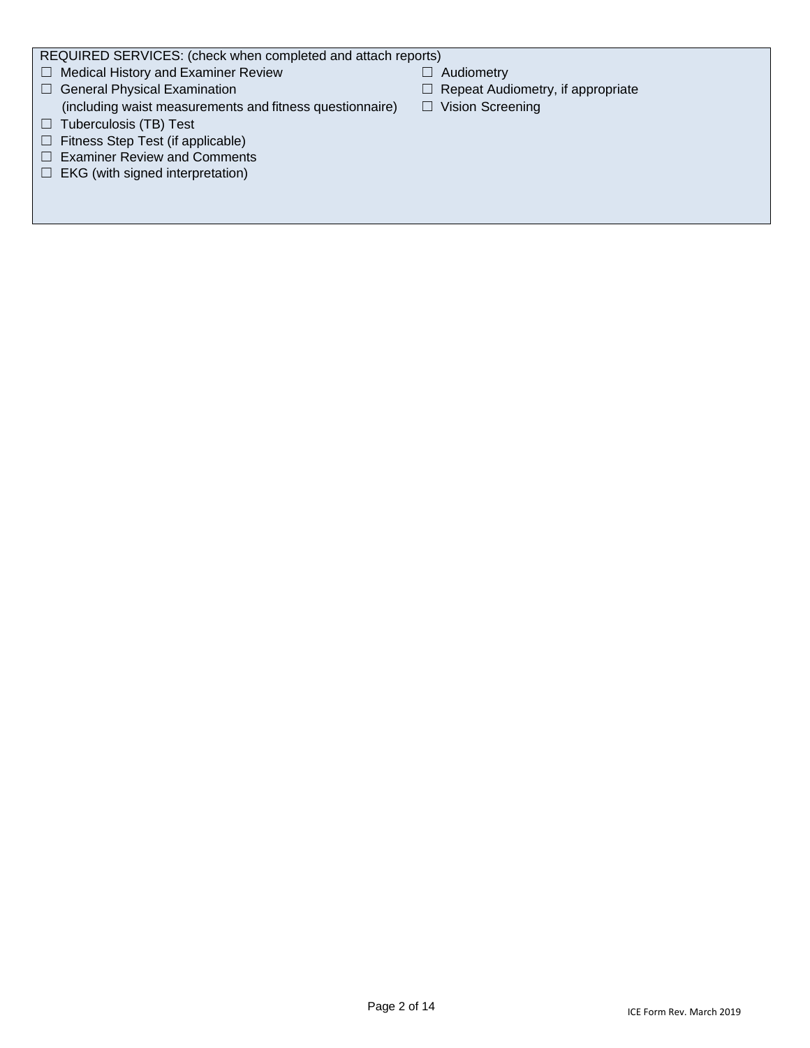REQUIRED SERVICES: (check when completed and attach reports)

- ☐ Medical History and Examiner Review
- ☐ General Physical Examination (including waist measurements and fitness questionnaire)
- ☐ Tuberculosis (TB) Test
- ☐ Fitness Step Test (if applicable)
- ☐ Examiner Review and Comments
- ☐ EKG (with signed interpretation)
- ☐ Audiometry
- ☐ Repeat Audiometry, if appropriate
- ☐ Vision Screening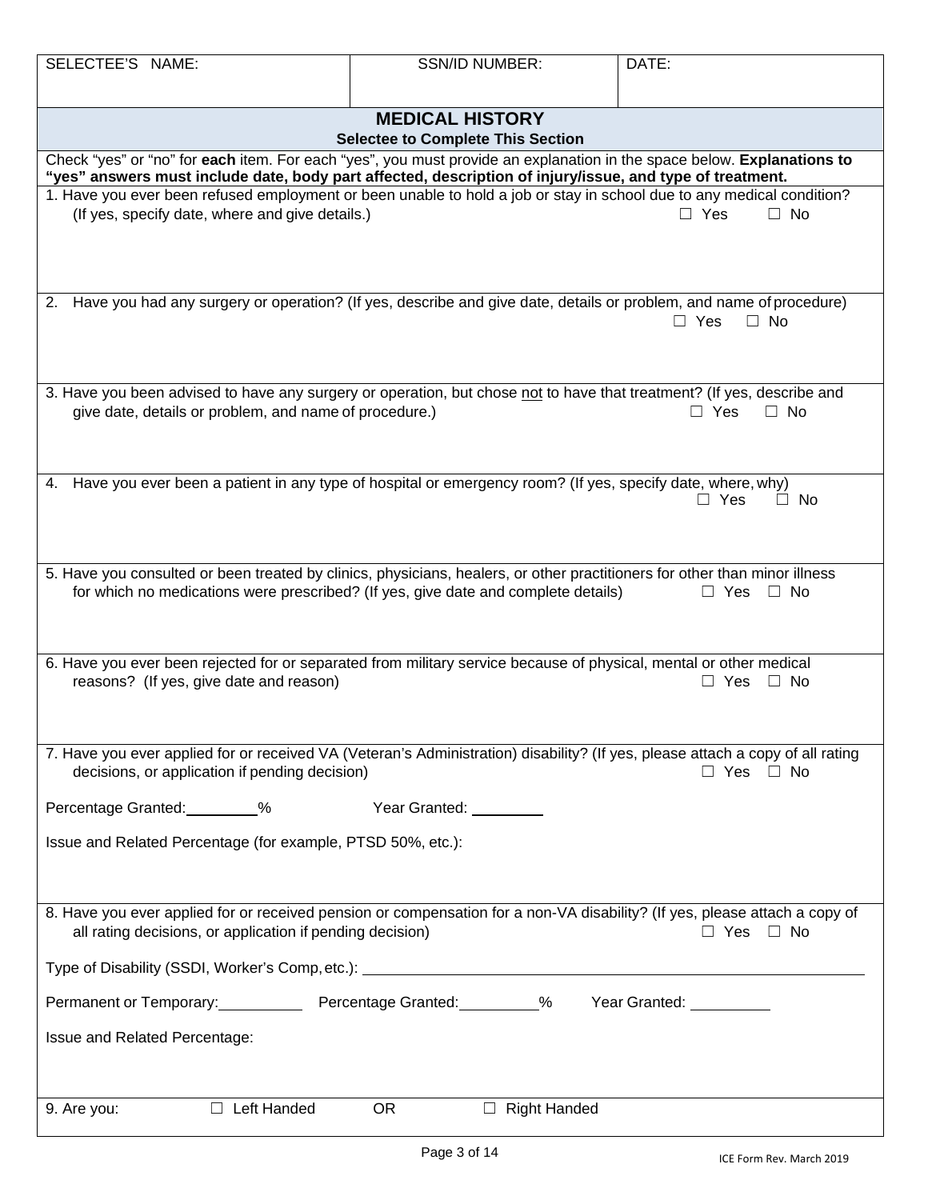| SELECTEE'S NAME: | SSN/ID NUMBER: | DATE: |
| --- | --- | --- |

## MEDICAL HISTORY

**Selectee to Complete This Section**

Check "yes" or "no" for **each** item. For each "yes", you must provide an explanation in the space below. **Explanations to "yes" answers must include date, body part affected, description of injury/issue, and type of treatment.**

1. Have you ever been refused employment or been unable to hold a job or stay in school due to any medical condition? (If yes, specify date, where and give details.) ☐ Yes ☐ No

2. Have you had any surgery or operation? (If yes, describe and give date, details or problem, and name of procedure) ☐ Yes ☐ No

3. Have you been advised to have any surgery or operation, but chose not to have that treatment? (If yes, describe and give date, details or problem, and name of procedure.) ☐ Yes ☐ No

4. Have you ever been a patient in any type of hospital or emergency room? (If yes, specify date, where, why) ☐ Yes ☐ No

5. Have you consulted or been treated by clinics, physicians, healers, or other practitioners for other than minor illness for which no medications were prescribed? (If yes, give date and complete details) ☐ Yes ☐ No

6. Have you ever been rejected for or separated from military service because of physical, mental or other medical reasons? (If yes, give date and reason) ☐ Yes ☐ No

7. Have you ever applied for or received VA (Veteran's Administration) disability? (If yes, please attach a copy of all rating decisions, or application if pending decision) ☐ Yes ☐ No

   Percentage Granted: ________% Year Granted: ________

   Issue and Related Percentage (for example, PTSD 50%, etc.):

8. Have you ever applied for or received pension or compensation for a non-VA disability? (If yes, please attach a copy of all rating decisions, or application if pending decision) ☐ Yes ☐ No

   Type of Disability (SSDI, Worker's Comp, etc.): ____________________

   Permanent or Temporary: ________ Percentage Granted: ________% Year Granted: ________

   Issue and Related Percentage:

9. Are you: ☐ Left Handed OR ☐ Right Handed

ICE Form Rev. March 2019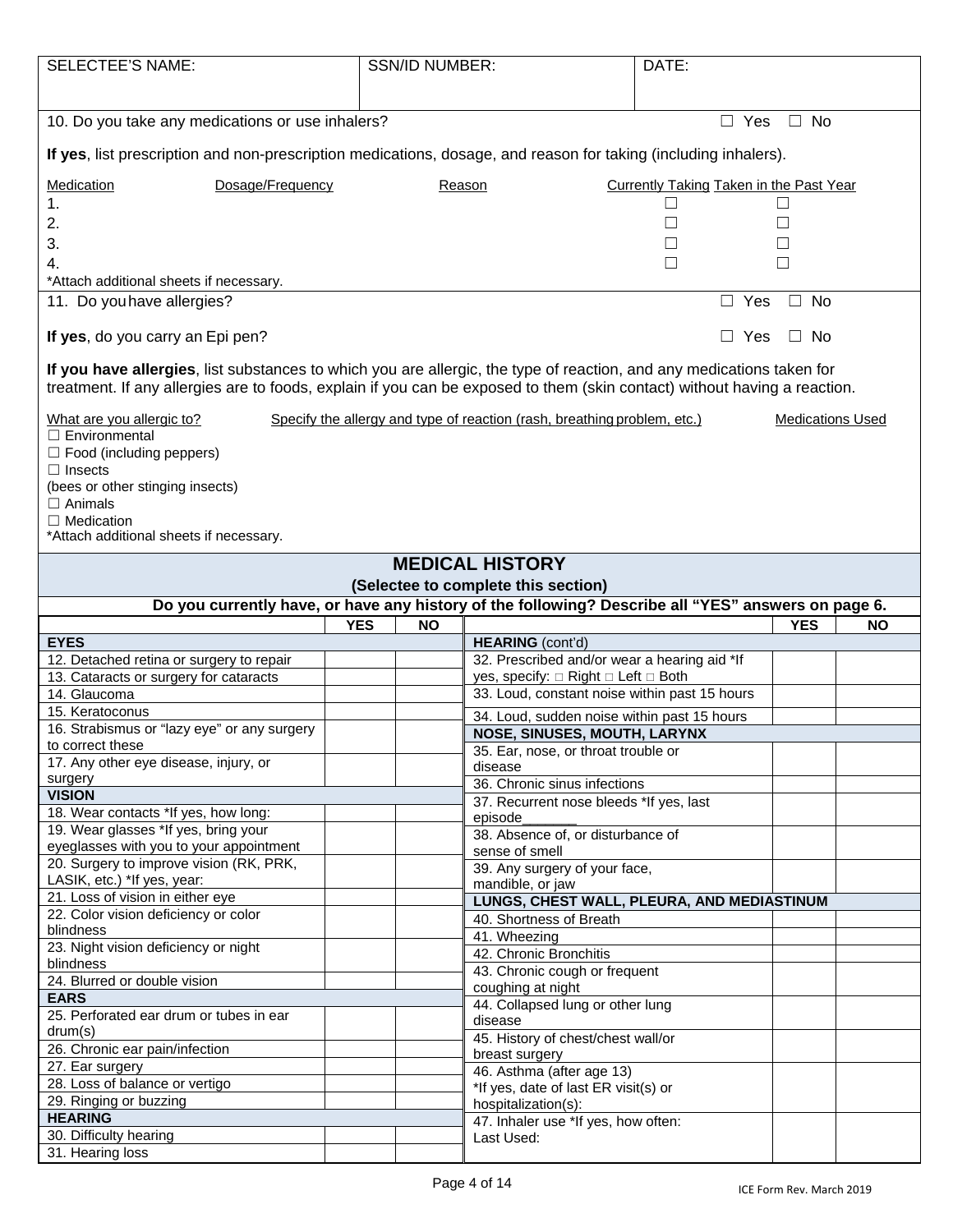| SELECTEE'S NAME: | SSN/ID NUMBER: | DATE: |
|---|---|---|
| | | |

10. Do you take any medications or use inhalers? ☐ Yes ☐ No

**If yes**, list prescription and non-prescription medications, dosage, and reason for taking (including inhalers).

| Medication | Dosage/Frequency | Reason | Currently Taking | Taken in the Past Year |
|---|---|---|---|---|
| 1. | | | ☐ | ☐ |
| 2. | | | ☐ | ☐ |
| 3. | | | ☐ | ☐ |
| 4. | | | ☐ | ☐ |

*Attach additional sheets if necessary.

11. Do you have allergies? ☐ Yes ☐ No

**If yes**, do you carry an Epi pen? ☐ Yes ☐ No

**If you have allergies**, list substances to which you are allergic, the type of reaction, and any medications taken for treatment. If any allergies are to foods, explain if you can be exposed to them (skin contact) without having a reaction.

| What are you allergic to? | Specify the allergy and type of reaction (rash, breathing problem, etc.) | Medications Used |
|---|---|---|
| ☐ Environmental | | |
| ☐ Food (including peppers) | | |
| ☐ Insects (bees or other stinging insects) | | |
| ☐ Animals | | |
| ☐ Medication | | |

*Attach additional sheets if necessary.

## MEDICAL HISTORY

**(Selectee to complete this section)**

**Do you currently have, or have any history of the following? Describe all "YES" answers on page 6.**

| | YES | NO |
|---|---|---|
| **EYES** | | |
| 12. Detached retina or surgery to repair | | |
| 13. Cataracts or surgery for cataracts | | |
| 14. Glaucoma | | |
| 15. Keratoconus | | |
| 16. Strabismus or "lazy eye" or any surgery to correct these | | |
| 17. Any other eye disease, injury, or surgery | | |
| **VISION** | | |
| 18. Wear contacts *If yes, how long: | | |
| 19. Wear glasses *If yes, bring your eyeglasses with you to your appointment | | |
| 20. Surgery to improve vision (RK, PRK, LASIK, etc.) *If yes, year: | | |
| 21. Loss of vision in either eye | | |
| 22. Color vision deficiency or color blindness | | |
| 23. Night vision deficiency or night blindness | | |
| 24. Blurred or double vision | | |
| **EARS** | | |
| 25. Perforated ear drum or tubes in ear drum(s) | | |
| 26. Chronic ear pain/infection | | |
| 27. Ear surgery | | |
| 28. Loss of balance or vertigo | | |
| 29. Ringing or buzzing | | |
| **HEARING** | | |
| 30. Difficulty hearing | | |
| 31. Hearing loss | | |
| **HEARING** (cont'd) | | |
| 32. Prescribed and/or wear a hearing aid *If yes, specify: □ Right □ Left □ Both | | |
| 33. Loud, constant noise within past 15 hours | | |
| 34. Loud, sudden noise within past 15 hours | | |
| **NOSE, SINUSES, MOUTH, LARYNX** | | |
| 35. Ear, nose, or throat trouble or disease | | |
| 36. Chronic sinus infections | | |
| 37. Recurrent nose bleeds *If yes, last episode_______ | | |
| 38. Absence of, or disturbance of sense of smell | | |
| 39. Any surgery of your face, mandible, or jaw | | |
| **LUNGS, CHEST WALL, PLEURA, AND MEDIASTINUM** | | |
| 40. Shortness of Breath | | |
| 41. Wheezing | | |
| 42. Chronic Bronchitis | | |
| 43. Chronic cough or frequent coughing at night | | |
| 44. Collapsed lung or other lung disease | | |
| 45. History of chest/chest wall/or breast surgery | | |
| 46. Asthma (after age 13) *If yes, date of last ER visit(s) or hospitalization(s): | | |
| 47. Inhaler use *If yes, how often: Last Used: | | |

ICE Form Rev. March 2019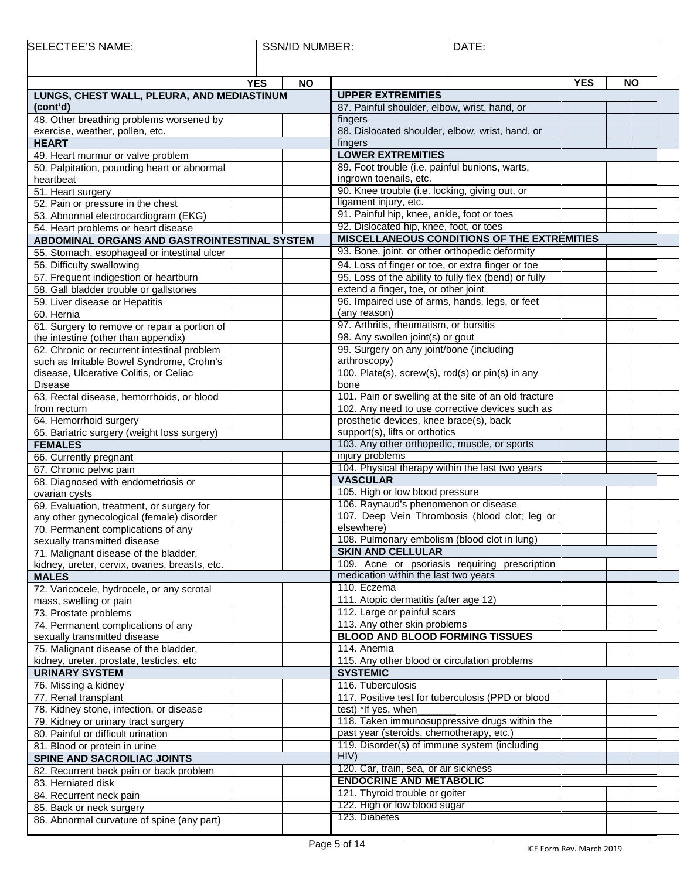| SELECTEE'S NAME: | SSN/ID NUMBER: | DATE: |
|---|---|---|
| | | |

| | YES | NO |
|---|---|---|
| **LUNGS, CHEST WALL, PLEURA, AND MEDIASTINUM (cont'd)** | | |
| 48. Other breathing problems worsened by exercise, weather, pollen, etc. | | |
| **HEART** | | |
| 49. Heart murmur or valve problem | | |
| 50. Palpitation, pounding heart or abnormal heartbeat | | |
| 51. Heart surgery | | |
| 52. Pain or pressure in the chest | | |
| 53. Abnormal electrocardiogram (EKG) | | |
| 54. Heart problems or heart disease | | |
| **ABDOMINAL ORGANS AND GASTROINTESTINAL SYSTEM** | | |
| 55. Stomach, esophageal or intestinal ulcer | | |
| 56. Difficulty swallowing | | |
| 57. Frequent indigestion or heartburn | | |
| 58. Gall bladder trouble or gallstones | | |
| 59. Liver disease or Hepatitis | | |
| 60. Hernia | | |
| 61. Surgery to remove or repair a portion of the intestine (other than appendix) | | |
| 62. Chronic or recurrent intestinal problem such as Irritable Bowel Syndrome, Crohn's disease, Ulcerative Colitis, or Celiac Disease | | |
| 63. Rectal disease, hemorrhoids, or blood from rectum | | |
| 64. Hemorrhoid surgery | | |
| 65. Bariatric surgery (weight loss surgery) | | |
| **FEMALES** | | |
| 66. Currently pregnant | | |
| 67. Chronic pelvic pain | | |
| 68. Diagnosed with endometriosis or ovarian cysts | | |
| 69. Evaluation, treatment, or surgery for any other gynecological (female) disorder | | |
| 70. Permanent complications of any sexually transmitted disease | | |
| 71. Malignant disease of the bladder, kidney, ureter, cervix, ovaries, breasts, etc. | | |
| **MALES** | | |
| 72. Varicocele, hydrocele, or any scrotal mass, swelling or pain | | |
| 73. Prostate problems | | |
| 74. Permanent complications of any sexually transmitted disease | | |
| 75. Malignant disease of the bladder, kidney, ureter, prostate, testicles, etc | | |
| **URINARY SYSTEM** | | |
| 76. Missing a kidney | | |
| 77. Renal transplant | | |
| 78. Kidney stone, infection, or disease | | |
| 79. Kidney or urinary tract surgery | | |
| 80. Painful or difficult urination | | |
| 81. Blood or protein in urine | | |
| **SPINE AND SACROILIAC JOINTS** | | |
| 82. Recurrent back pain or back problem | | |
| 83. Herniated disk | | |
| 84. Recurrent neck pain | | |
| 85. Back or neck surgery | | |
| 86. Abnormal curvature of spine (any part) | | |

| | YES | NO |
|---|---|---|
| **UPPER EXTREMITIES** | | |
| 87. Painful shoulder, elbow, wrist, hand, or fingers | | |
| 88. Dislocated shoulder, elbow, wrist, hand, or fingers | | |
| **LOWER EXTREMITIES** | | |
| 89. Foot trouble (i.e. painful bunions, warts, ingrown toenails, etc. | | |
| 90. Knee trouble (i.e. locking, giving out, or ligament injury, etc. | | |
| 91. Painful hip, knee, ankle, foot or toes | | |
| 92. Dislocated hip, knee, foot, or toes | | |
| **MISCELLANEOUS CONDITIONS OF THE EXTREMITIES** | | |
| 93. Bone, joint, or other orthopedic deformity | | |
| 94. Loss of finger or toe, or extra finger or toe | | |
| 95. Loss of the ability to fully flex (bend) or fully extend a finger, toe, or other joint | | |
| 96. Impaired use of arms, hands, legs, or feet (any reason) | | |
| 97. Arthritis, rheumatism, or bursitis | | |
| 98. Any swollen joint(s) or gout | | |
| 99. Surgery on any joint/bone (including arthroscopy) | | |
| 100. Plate(s), screw(s), rod(s) or pin(s) in any bone | | |
| 101. Pain or swelling at the site of an old fracture | | |
| 102. Any need to use corrective devices such as prosthetic devices, knee brace(s), back support(s), lifts or orthotics | | |
| 103. Any other orthopedic, muscle, or sports injury problems | | |
| 104. Physical therapy within the last two years | | |
| **VASCULAR** | | |
| 105. High or low blood pressure | | |
| 106. Raynaud's phenomenon or disease | | |
| 107. Deep Vein Thrombosis (blood clot; leg or elsewhere) | | |
| 108. Pulmonary embolism (blood clot in lung) | | |
| **SKIN AND CELLULAR** | | |
| 109. Acne or psoriasis requiring prescription medication within the last two years | | |
| 110. Eczema | | |
| 111. Atopic dermatitis (after age 12) | | |
| 112. Large or painful scars | | |
| 113. Any other skin problems | | |
| **BLOOD AND BLOOD FORMING TISSUES** | | |
| 114. Anemia | | |
| 115. Any other blood or circulation problems | | |
| **SYSTEMIC** | | |
| 116. Tuberculosis | | |
| 117. Positive test for tuberculosis (PPD or blood test) *If yes, when_______ | | |
| 118. Taken immunosuppressive drugs within the past year (steroids, chemotherapy, etc.) | | |
| 119. Disorder(s) of immune system (including HIV) | | |
| 120. Car, train, sea, or air sickness | | |
| **ENDOCRINE AND METABOLIC** | | |
| 121. Thyroid trouble or goiter | | |
| 122. High or low blood sugar | | |
| 123. Diabetes | | |

ICE Form Rev. March 2019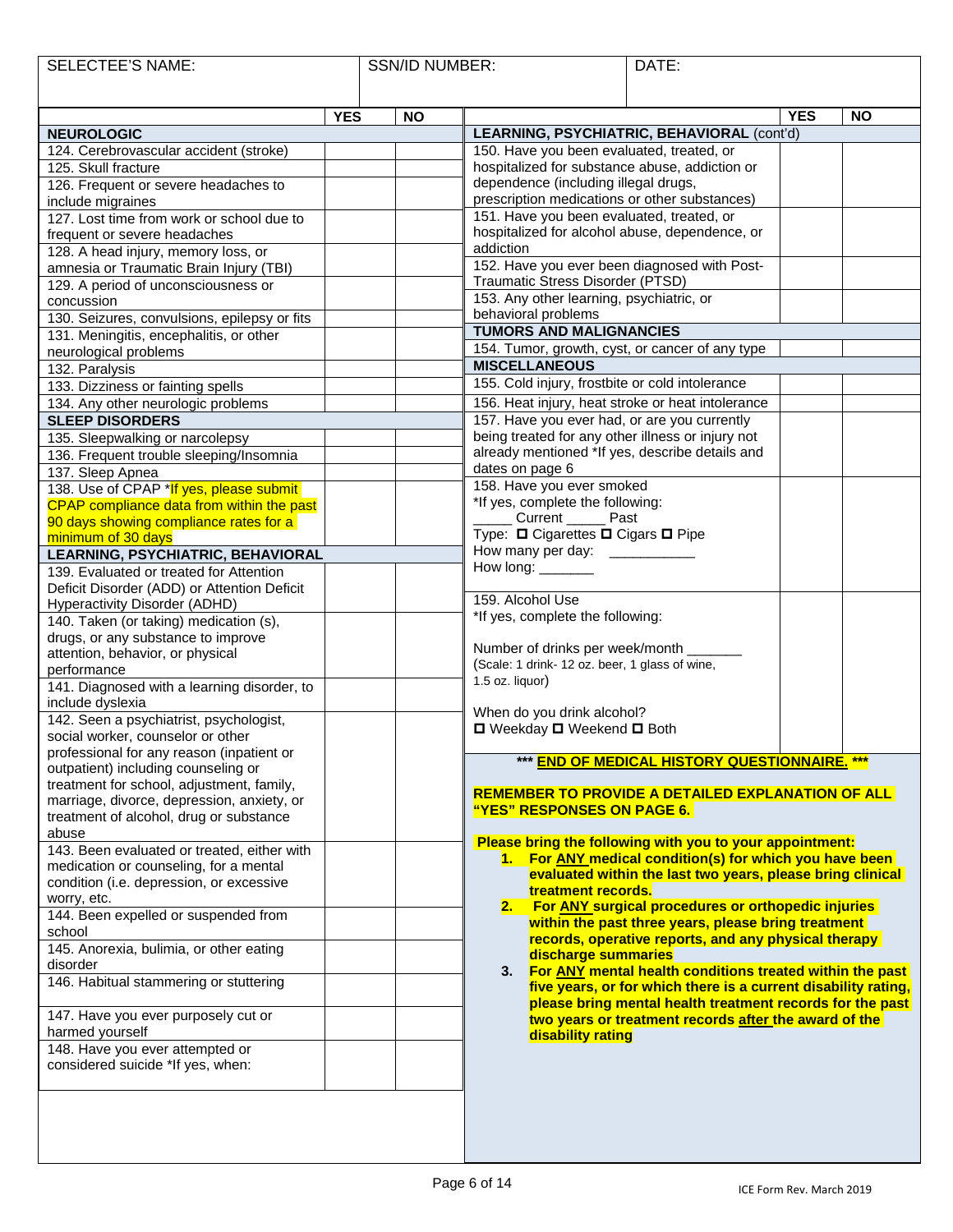| SELECTEE'S NAME: | SSN/ID NUMBER: | DATE: |
|---|---|---|
| | | |

| | YES | NO |
|---|---|---|
| **NEUROLOGIC** | | |
| 124. Cerebrovascular accident (stroke) | | |
| 125. Skull fracture | | |
| 126. Frequent or severe headaches to include migraines | | |
| 127. Lost time from work or school due to frequent or severe headaches | | |
| 128. A head injury, memory loss, or amnesia or Traumatic Brain Injury (TBI) | | |
| 129. A period of unconsciousness or concussion | | |
| 130. Seizures, convulsions, epilepsy or fits | | |
| 131. Meningitis, encephalitis, or other neurological problems | | |
| 132. Paralysis | | |
| 133. Dizziness or fainting spells | | |
| 134. Any other neurologic problems | | |
| **SLEEP DISORDERS** | | |
| 135. Sleepwalking or narcolepsy | | |
| 136. Frequent trouble sleeping/Insomnia | | |
| 137. Sleep Apnea | | |
| 138. Use of CPAP *If yes, please submit CPAP compliance data from within the past 90 days showing compliance rates for a minimum of 30 days | | |
| **LEARNING, PSYCHIATRIC, BEHAVIORAL** | | |
| 139. Evaluated or treated for Attention Deficit Disorder (ADD) or Attention Deficit Hyperactivity Disorder (ADHD) | | |
| 140. Taken (or taking) medication (s), drugs, or any substance to improve attention, behavior, or physical performance | | |
| 141. Diagnosed with a learning disorder, to include dyslexia | | |
| 142. Seen a psychiatrist, psychologist, social worker, counselor or other professional for any reason (inpatient or outpatient) including counseling or treatment for school, adjustment, family, marriage, divorce, depression, anxiety, or treatment of alcohol, drug or substance abuse | | |
| 143. Been evaluated or treated, either with medication or counseling, for a mental condition (i.e. depression, or excessive worry, etc. | | |
| 144. Been expelled or suspended from school | | |
| 145. Anorexia, bulimia, or other eating disorder | | |
| 146. Habitual stammering or stuttering | | |
| 147. Have you ever purposely cut or harmed yourself | | |
| 148. Have you ever attempted or considered suicide *If yes, when: | | |

| | YES | NO |
|---|---|---|
| **LEARNING, PSYCHIATRIC, BEHAVIORAL** (cont'd) | | |
| 150. Have you been evaluated, treated, or hospitalized for substance abuse, addiction or dependence (including illegal drugs, prescription medications or other substances) | | |
| 151. Have you been evaluated, treated, or hospitalized for alcohol abuse, dependence, or addiction | | |
| 152. Have you ever been diagnosed with Post-Traumatic Stress Disorder (PTSD) | | |
| 153. Any other learning, psychiatric, or behavioral problems | | |
| **TUMORS AND MALIGNANCIES** | | |
| 154. Tumor, growth, cyst, or cancer of any type | | |
| **MISCELLANEOUS** | | |
| 155. Cold injury, frostbite or cold intolerance | | |
| 156. Heat injury, heat stroke or heat intolerance | | |
| 157. Have you ever had, or are you currently being treated for any other illness or injury not already mentioned *If yes, describe details and dates on page 6 | | |
| 158. Have you ever smoked<br>*If yes, complete the following:<br>_____ Current _____ Past<br>Type: ☐ Cigarettes ☐ Cigars ☐ Pipe<br>How many per day: ___________<br>How long: _______ | | |
| 159. Alcohol Use<br>*If yes, complete the following:<br>Number of drinks per week/month _______<br>(Scale: 1 drink- 12 oz. beer, 1 glass of wine, 1.5 oz. liquor)<br>When do you drink alcohol?<br>☐ Weekday ☐ Weekend ☐ Both | | |

**\*\*\* END OF MEDICAL HISTORY QUESTIONNAIRE. \*\*\***

**REMEMBER TO PROVIDE A DETAILED EXPLANATION OF ALL "YES" RESPONSES ON PAGE 6.**

**Please bring the following with you to your appointment:**

1. **For ANY medical condition(s) for which you have been evaluated within the last two years, please bring clinical treatment records.**
2. **For ANY surgical procedures or orthopedic injuries within the past three years, please bring treatment records, operative reports, and any physical therapy discharge summaries**
3. **For ANY mental health conditions treated within the past five years, or for which there is a current disability rating, please bring mental health treatment records for the past two years or treatment records after the award of the disability rating**

ICE Form Rev. March 2019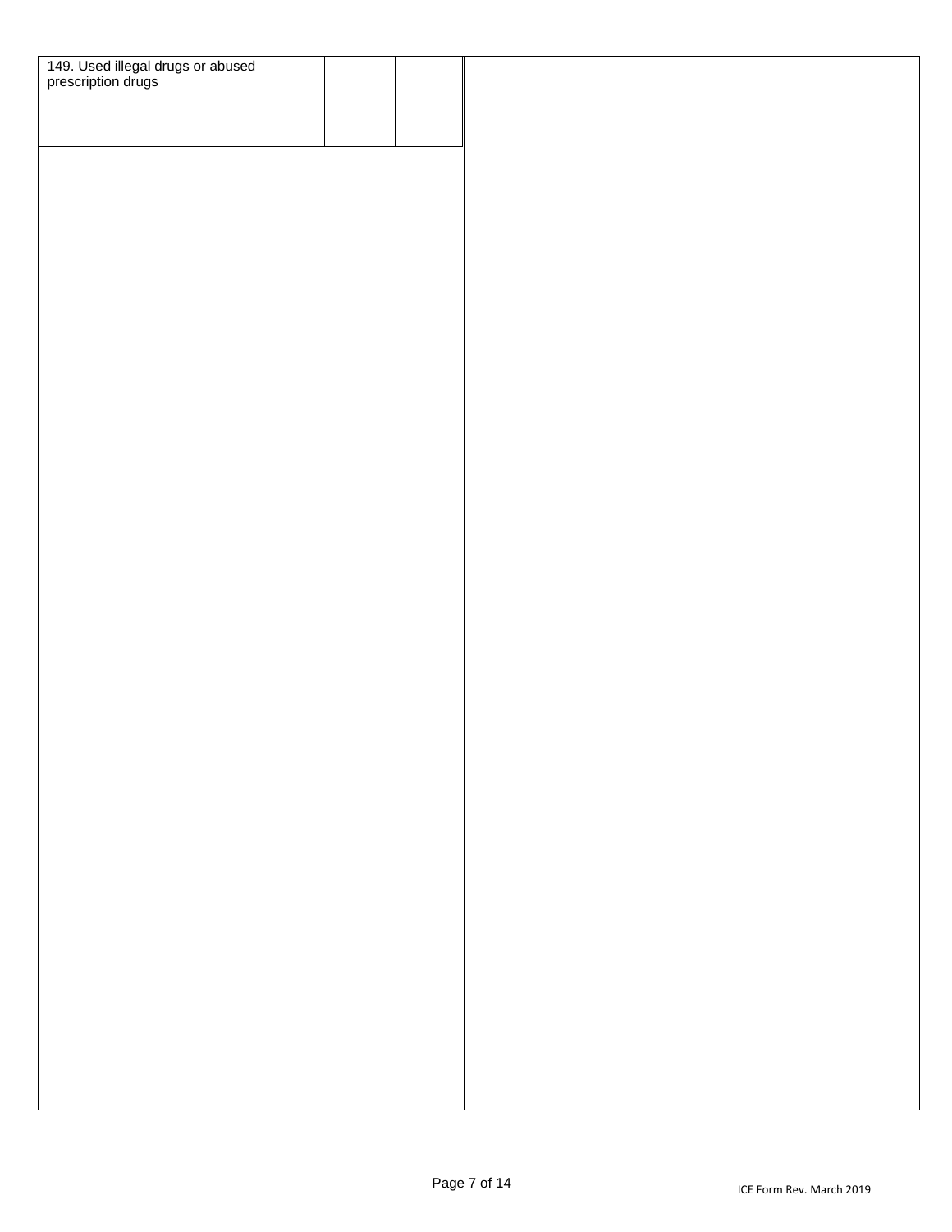| 149. Used illegal drugs or abused prescription drugs | | |
| --- | --- | --- |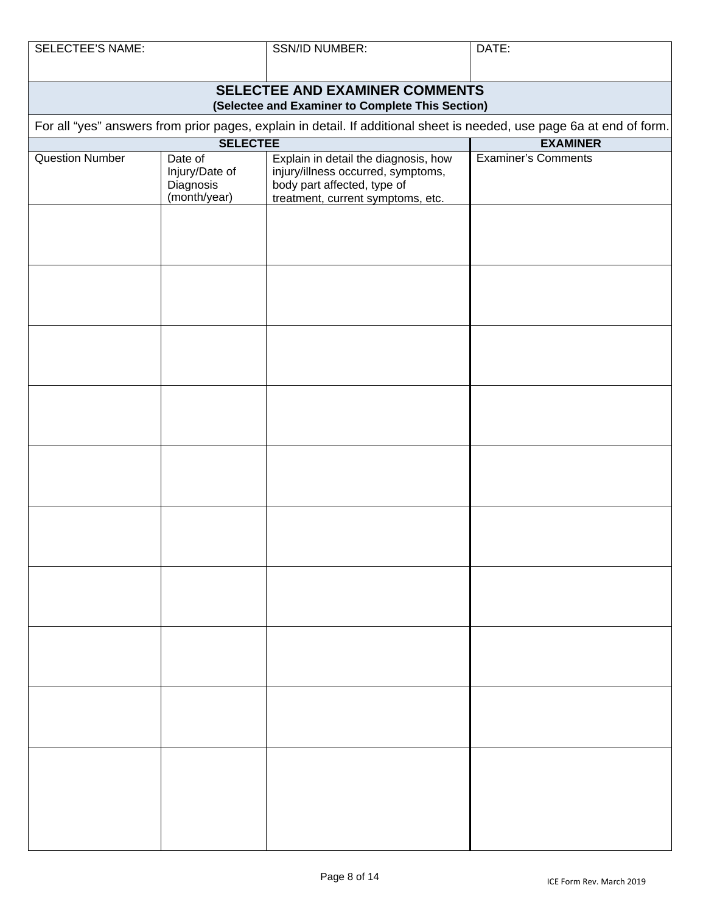| SELECTEE'S NAME: | | SSN/ID NUMBER: | DATE: |
|---|---|---|---|

## SELECTEE AND EXAMINER COMMENTS

**(Selectee and Examiner to Complete This Section)**

For all "yes" answers from prior pages, explain in detail. If additional sheet is needed, use page 6a at end of form.

| **SELECTEE** | | | **EXAMINER** |
|---|---|---|---|
| Question Number | Date of Injury/Date of Diagnosis (month/year) | Explain in detail the diagnosis, how injury/illness occurred, symptoms, body part affected, type of treatment, current symptoms, etc. | Examiner's Comments |
| | | | |
| | | | |
| | | | |
| | | | |
| | | | |
| | | | |
| | | | |
| | | | |
| | | | |
| | | | |

ICE Form Rev. March 2019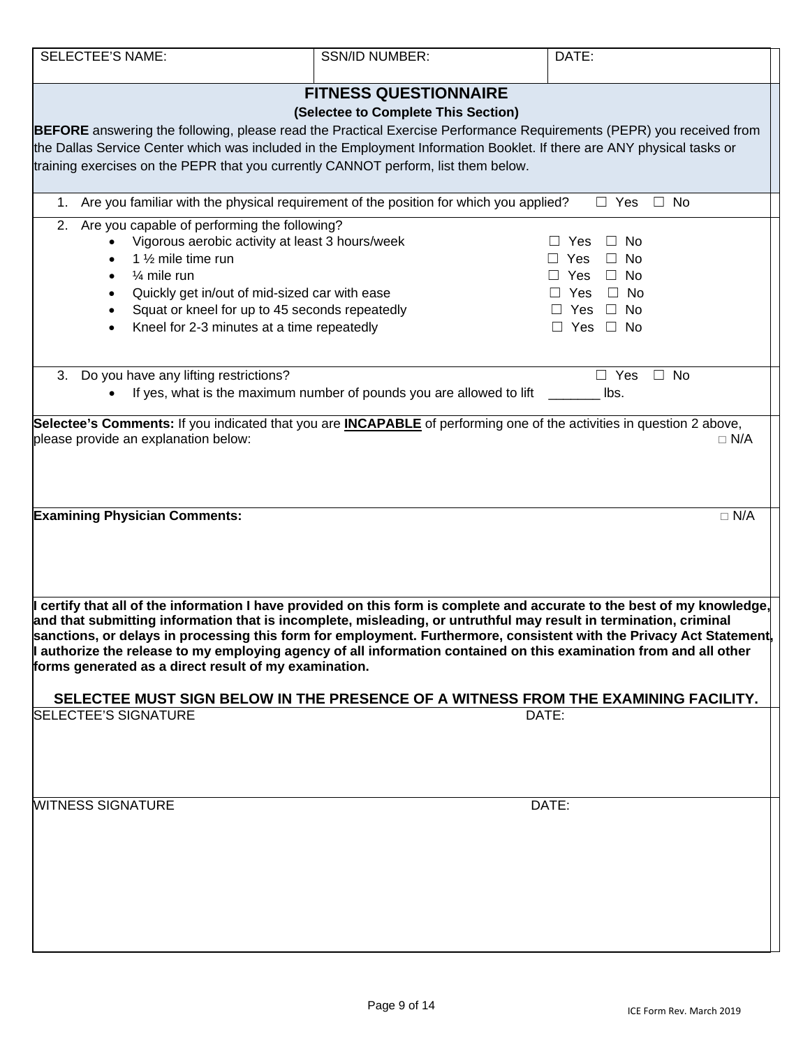| SELECTEE'S NAME: | SSN/ID NUMBER: | DATE: |
|---|---|---|

## FITNESS QUESTIONNAIRE

**(Selectee to Complete This Section)**

**BEFORE** answering the following, please read the Practical Exercise Performance Requirements (PEPR) you received from the Dallas Service Center which was included in the Employment Information Booklet. If there are ANY physical tasks or training exercises on the PEPR that you currently CANNOT perform, list them below.

1. Are you familiar with the physical requirement of the position for which you applied? ☐ Yes ☐ No

2. Are you capable of performing the following?
   - Vigorous aerobic activity at least 3 hours/week ☐ Yes ☐ No
   - 1 ½ mile time run ☐ Yes ☐ No
   - ¼ mile run ☐ Yes ☐ No
   - Quickly get in/out of mid-sized car with ease ☐ Yes ☐ No
   - Squat or kneel for up to 45 seconds repeatedly ☐ Yes ☐ No
   - Kneel for 2-3 minutes at a time repeatedly ☐ Yes ☐ No

3. Do you have any lifting restrictions? ☐ Yes ☐ No
   - If yes, what is the maximum number of pounds you are allowed to lift _______ lbs.

**Selectee's Comments:** If you indicated that you are **INCAPABLE** of performing one of the activities in question 2 above, please provide an explanation below: □ N/A

**Examining Physician Comments:** □ N/A

**I certify that all of the information I have provided on this form is complete and accurate to the best of my knowledge, and that submitting information that is incomplete, misleading, or untruthful may result in termination, criminal sanctions, or delays in processing this form for employment. Furthermore, consistent with the Privacy Act Statement, I authorize the release to my employing agency of all information contained on this examination from and all other forms generated as a direct result of my examination.**

**SELECTEE MUST SIGN BELOW IN THE PRESENCE OF A WITNESS FROM THE EXAMINING FACILITY.**

| SELECTEE'S SIGNATURE | DATE: |
|---|---|
| WITNESS SIGNATURE | DATE: |

ICE Form Rev. March 2019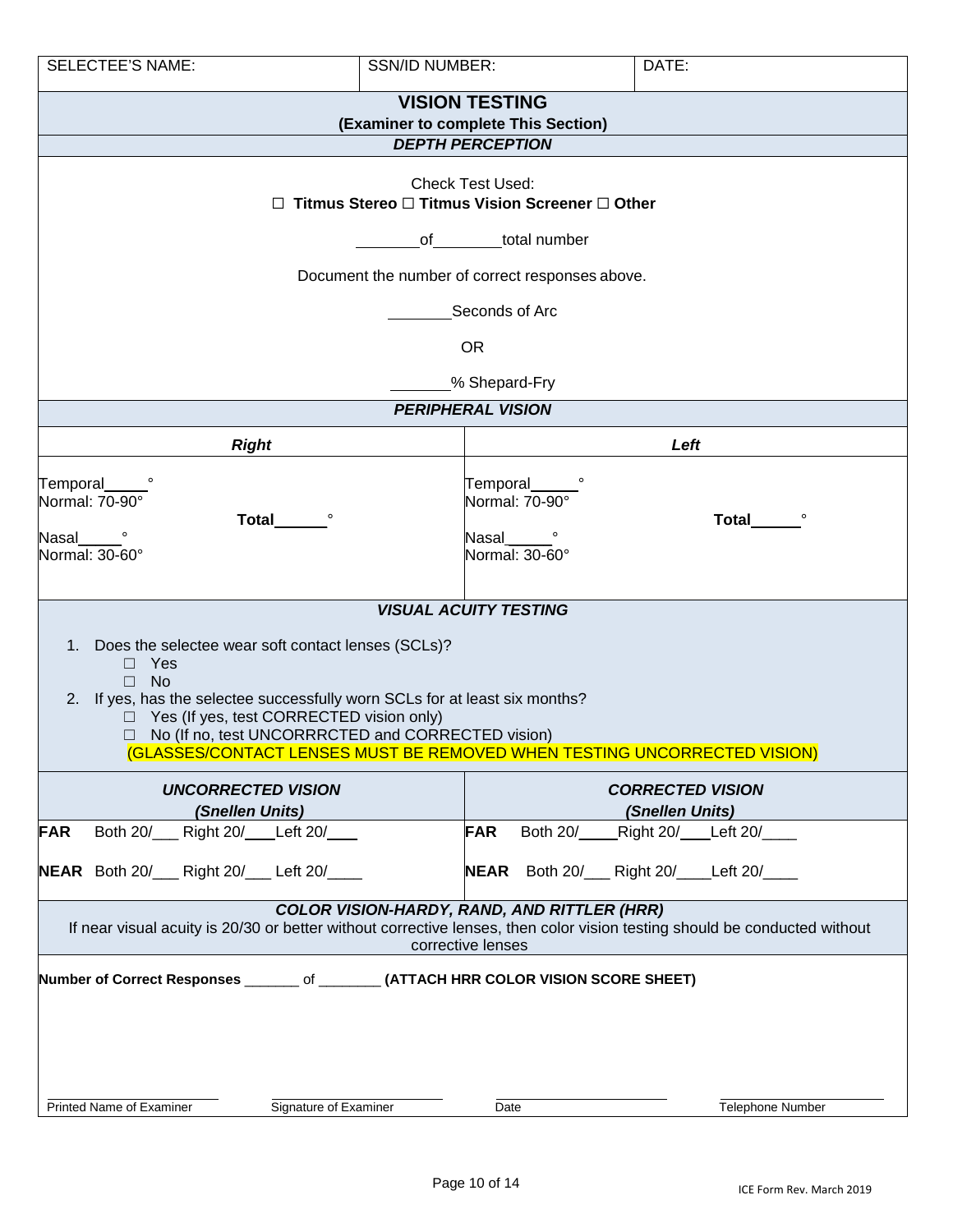| SELECTEE'S NAME: | SSN/ID NUMBER: | DATE: |
|---|---|---|

## VISION TESTING

**(Examiner to complete This Section)**

### *DEPTH PERCEPTION*

Check Test Used:

☐ **Titmus Stereo** ☐ **Titmus Vision Screener** ☐ **Other**

________of________total number

Document the number of correct responses above.

________Seconds of Arc

OR

_______% Shepard-Fry

### *PERIPHERAL VISION*

| *Right* | *Left* |
|---|---|
| Temporal_____°<br>Normal: 70-90°<br>Nasal_____°<br>Normal: 30-60°<br>**Total**______° | Temporal_____°<br>Normal: 70-90°<br>Nasal_____°<br>Normal: 30-60°<br>**Total**______° |

### *VISUAL ACUITY TESTING*

1. Does the selectee wear soft contact lenses (SCLs)?
   - ☐ Yes
   - ☐ No
2. If yes, has the selectee successfully worn SCLs for at least six months?
   - ☐ Yes (If yes, test CORRECTED vision only)
   - ☐ No (If no, test UNCORRRCTED and CORRECTED vision)

(GLASSES/CONTACT LENSES MUST BE REMOVED WHEN TESTING UNCORRECTED VISION)

| *UNCORRECTED VISION (Snellen Units)* | *CORRECTED VISION (Snellen Units)* |
|---|---|
| **FAR** Both 20/___ Right 20/___ Left 20/___ | **FAR** Both 20/____ Right 20/___ Left 20/____ |
| **NEAR** Both 20/___ Right 20/___ Left 20/____ | **NEAR** Both 20/___ Right 20/____ Left 20/____ |

### *COLOR VISION-HARDY, RAND, AND RITTLER (HRR)*

If near visual acuity is 20/30 or better without corrective lenses, then color vision testing should be conducted without corrective lenses

**Number of Correct Responses** _______ of _______ **(ATTACH HRR COLOR VISION SCORE SHEET)**

| Printed Name of Examiner | Signature of Examiner | Date | Telephone Number |
|---|---|---|---|

ICE Form Rev. March 2019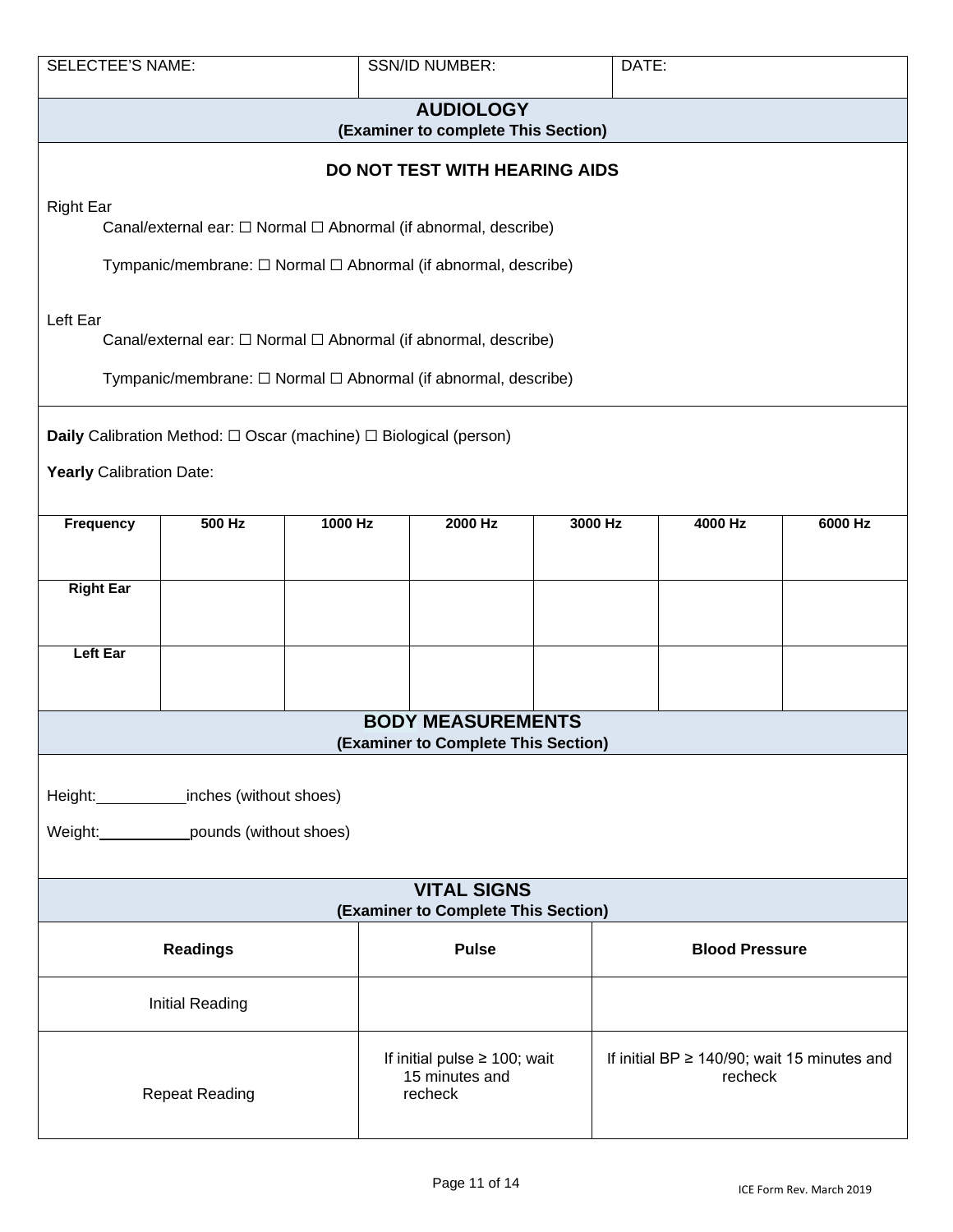| SELECTEE'S NAME: | SSN/ID NUMBER: | DATE: |
|---|---|---|

## AUDIOLOGY

**(Examiner to complete This Section)**

**DO NOT TEST WITH HEARING AIDS**

Right Ear

Canal/external ear: ☐ Normal ☐ Abnormal (if abnormal, describe)

Tympanic/membrane: ☐ Normal ☐ Abnormal (if abnormal, describe)

Left Ear

Canal/external ear: ☐ Normal ☐ Abnormal (if abnormal, describe)

Tympanic/membrane: ☐ Normal ☐ Abnormal (if abnormal, describe)

**Daily** Calibration Method: ☐ Oscar (machine) ☐ Biological (person)

**Yearly** Calibration Date:

| Frequency | 500 Hz | 1000 Hz | 2000 Hz | 3000 Hz | 4000 Hz | 6000 Hz |
|---|---|---|---|---|---|---|
| Right Ear | | | | | | |
| Left Ear | | | | | | |

## BODY MEASUREMENTS

**(Examiner to Complete This Section)**

Height:__________inches (without shoes)

Weight:__________pounds (without shoes)

## VITAL SIGNS

**(Examiner to Complete This Section)**

| Readings | Pulse | Blood Pressure |
|---|---|---|
| Initial Reading | | |
| Repeat Reading | If initial pulse ≥ 100; wait 15 minutes and recheck | If initial BP ≥ 140/90; wait 15 minutes and recheck |

ICE Form Rev. March 2019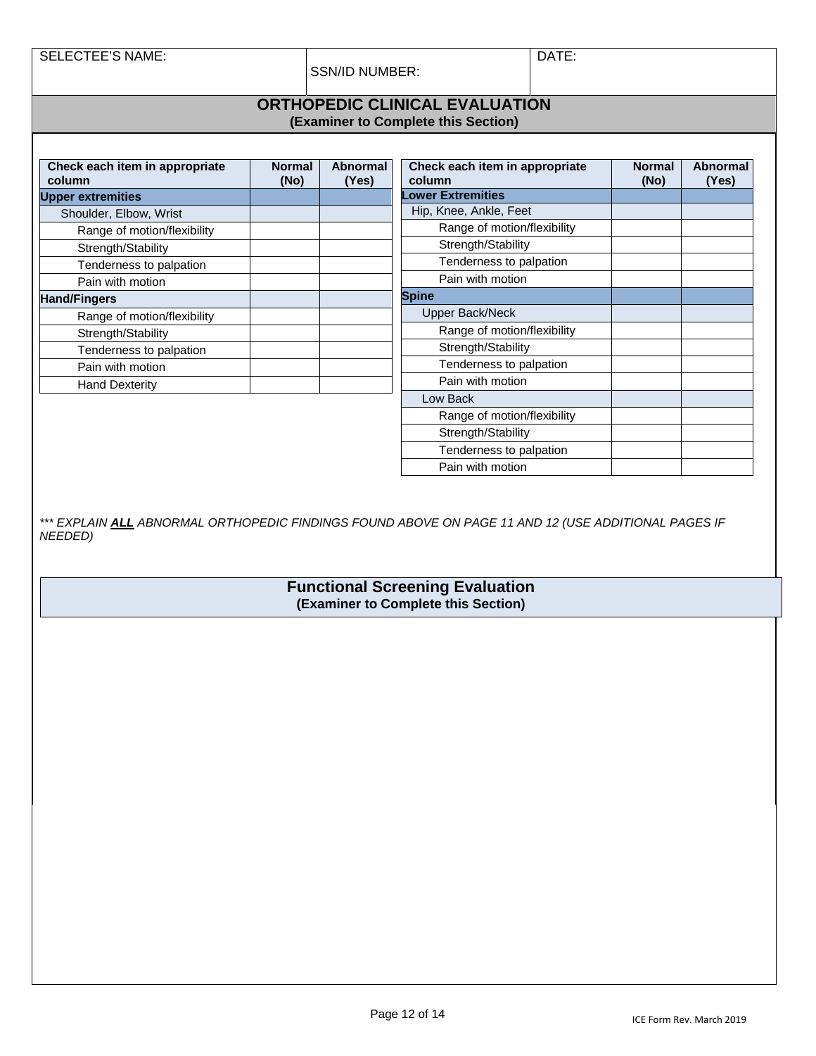| SELECTEE'S NAME: | SSN/ID NUMBER: | DATE: |
|---|---|---|

## ORTHOPEDIC CLINICAL EVALUATION
**(Examiner to Complete this Section)**

| Check each item in appropriate column | Normal (No) | Abnormal (Yes) |
|---|---|---|
| **Upper extremities** | | |
| Shoulder, Elbow, Wrist | | |
| Range of motion/flexibility | | |
| Strength/Stability | | |
| Tenderness to palpation | | |
| Pain with motion | | |
| **Hand/Fingers** | | |
| Range of motion/flexibility | | |
| Strength/Stability | | |
| Tenderness to palpation | | |
| Pain with motion | | |
| Hand Dexterity | | |

| Check each item in appropriate column | Normal (No) | Abnormal (Yes) |
|---|---|---|
| **Lower Extremities** | | |
| Hip, Knee, Ankle, Feet | | |
| Range of motion/flexibility | | |
| Strength/Stability | | |
| Tenderness to palpation | | |
| Pain with motion | | |
| **Spine** | | |
| Upper Back/Neck | | |
| Range of motion/flexibility | | |
| Strength/Stability | | |
| Tenderness to palpation | | |
| Pain with motion | | |
| Low Back | | |
| Range of motion/flexibility | | |
| Strength/Stability | | |
| Tenderness to palpation | | |
| Pain with motion | | |

*\*\*\* EXPLAIN **ALL** ABNORMAL ORTHOPEDIC FINDINGS FOUND ABOVE ON PAGE 11 AND 12 (USE ADDITIONAL PAGES IF NEEDED)*

## Functional Screening Evaluation
**(Examiner to Complete this Section)**

ICE Form Rev. March 2019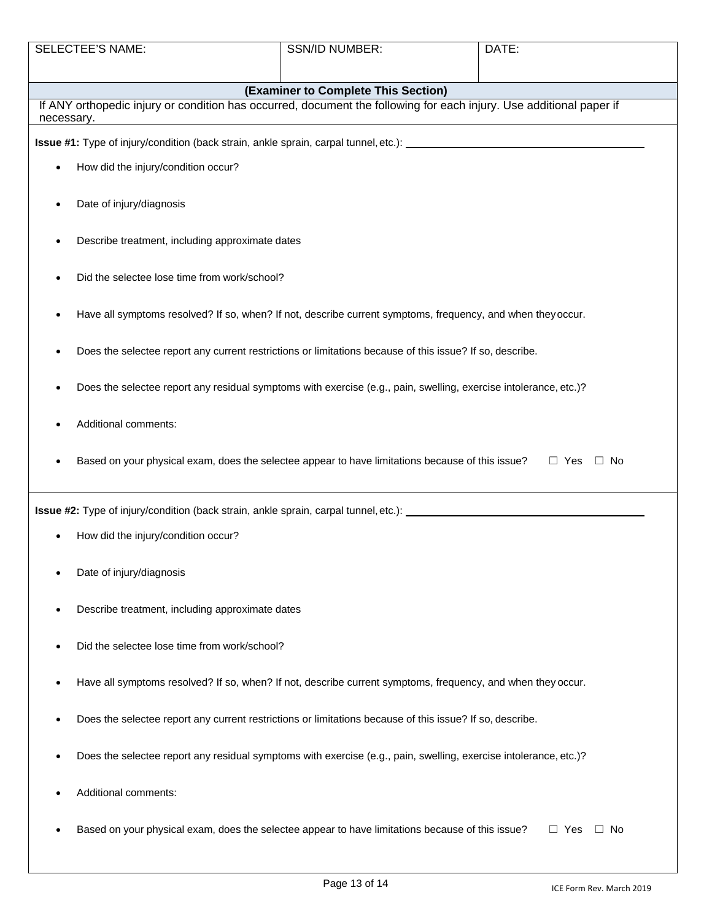| SELECTEE'S NAME: | SSN/ID NUMBER: | DATE: |
| --- | --- | --- |
| | | |

**(Examiner to Complete This Section)**

If ANY orthopedic injury or condition has occurred, document the following for each injury. Use additional paper if necessary.

**Issue #1:** Type of injury/condition (back strain, ankle sprain, carpal tunnel, etc.): ____________________

- How did the injury/condition occur?
- Date of injury/diagnosis
- Describe treatment, including approximate dates
- Did the selectee lose time from work/school?
- Have all symptoms resolved? If so, when? If not, describe current symptoms, frequency, and when they occur.
- Does the selectee report any current restrictions or limitations because of this issue? If so, describe.
- Does the selectee report any residual symptoms with exercise (e.g., pain, swelling, exercise intolerance, etc.)?
- Additional comments:
- Based on your physical exam, does the selectee appear to have limitations because of this issue? ☐ Yes ☐ No

**Issue #2:** Type of injury/condition (back strain, ankle sprain, carpal tunnel, etc.): ____________________

- How did the injury/condition occur?
- Date of injury/diagnosis
- Describe treatment, including approximate dates
- Did the selectee lose time from work/school?
- Have all symptoms resolved? If so, when? If not, describe current symptoms, frequency, and when they occur.
- Does the selectee report any current restrictions or limitations because of this issue? If so, describe.
- Does the selectee report any residual symptoms with exercise (e.g., pain, swelling, exercise intolerance, etc.)?
- Additional comments:
- Based on your physical exam, does the selectee appear to have limitations because of this issue? ☐ Yes ☐ No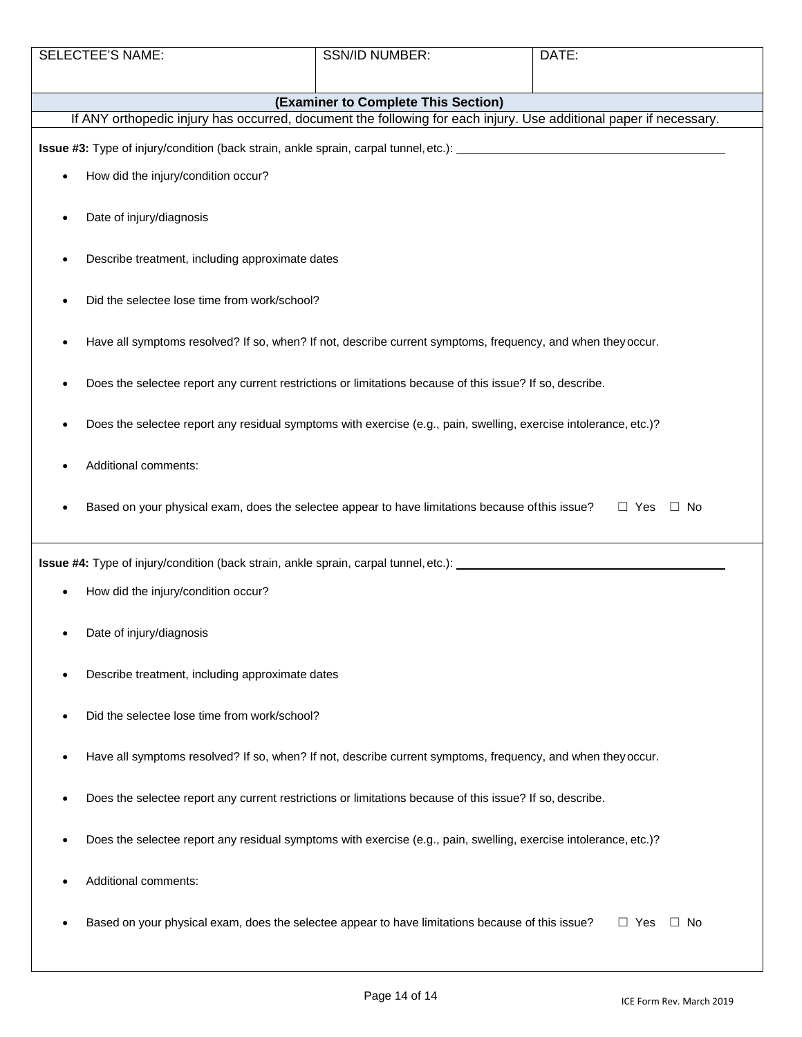| SELECTEE'S NAME: | SSN/ID NUMBER: | DATE: |
| --- | --- | --- |

**(Examiner to Complete This Section)**

If ANY orthopedic injury has occurred, document the following for each injury. Use additional paper if necessary.

**Issue #3:** Type of injury/condition (back strain, ankle sprain, carpal tunnel, etc.): ______________________________

- How did the injury/condition occur?
- Date of injury/diagnosis
- Describe treatment, including approximate dates
- Did the selectee lose time from work/school?
- Have all symptoms resolved? If so, when? If not, describe current symptoms, frequency, and when they occur.
- Does the selectee report any current restrictions or limitations because of this issue? If so, describe.
- Does the selectee report any residual symptoms with exercise (e.g., pain, swelling, exercise intolerance, etc.)?
- Additional comments:
- Based on your physical exam, does the selectee appear to have limitations because of this issue? ☐ Yes ☐ No

**Issue #4:** Type of injury/condition (back strain, ankle sprain, carpal tunnel, etc.): ______________________________

- How did the injury/condition occur?
- Date of injury/diagnosis
- Describe treatment, including approximate dates
- Did the selectee lose time from work/school?
- Have all symptoms resolved? If so, when? If not, describe current symptoms, frequency, and when they occur.
- Does the selectee report any current restrictions or limitations because of this issue? If so, describe.
- Does the selectee report any residual symptoms with exercise (e.g., pain, swelling, exercise intolerance, etc.)?
- Additional comments:
- Based on your physical exam, does the selectee appear to have limitations because of this issue? ☐ Yes ☐ No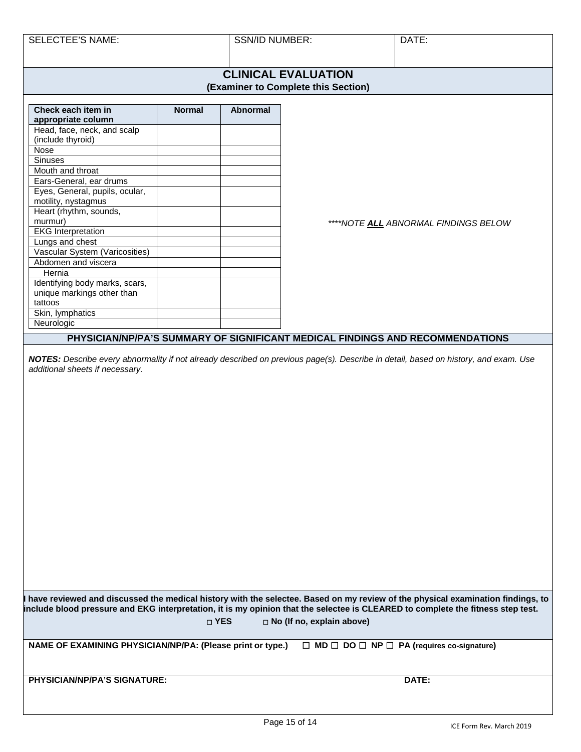| SELECTEE'S NAME: | SSN/ID NUMBER: | DATE: |
|---|---|---|
| | | |

## CLINICAL EVALUATION
**(Examiner to Complete this Section)**

| Check each item in appropriate column | Normal | Abnormal |
|---|---|---|
| Head, face, neck, and scalp (include thyroid) | | |
| Nose | | |
| Sinuses | | |
| Mouth and throat | | |
| Ears-General, ear drums | | |
| Eyes, General, pupils, ocular, motility, nystagmus | | |
| Heart (rhythm, sounds, murmur) | | |
| EKG Interpretation | | |
| Lungs and chest | | |
| Vascular System (Varicosities) | | |
| Abdomen and viscera | | |
| Hernia | | |
| Identifying body marks, scars, unique markings other than tattoos | | |
| Skin, lymphatics | | |
| Neurologic | | |

*\*\*\*\*NOTE **ALL** ABNORMAL FINDINGS BELOW*

### PHYSICIAN/NP/PA'S SUMMARY OF SIGNIFICANT MEDICAL FINDINGS AND RECOMMENDATIONS

***NOTES:*** *Describe every abnormality if not already described on previous page(s). Describe in detail, based on history, and exam. Use additional sheets if necessary.*

**I have reviewed and discussed the medical history with the selectee. Based on my review of the physical examination findings, to include blood pressure and EKG interpretation, it is my opinion that the selectee is CLEARED to complete the fitness step test.**

**□ YES** **□ No (If no, explain above)**

**NAME OF EXAMINING PHYSICIAN/NP/PA: (Please print or type.)** **☐ MD ☐ DO ☐ NP ☐ PA (requires co-signature)**

**PHYSICIAN/NP/PA'S SIGNATURE:** **DATE:**

ICE Form Rev. March 2019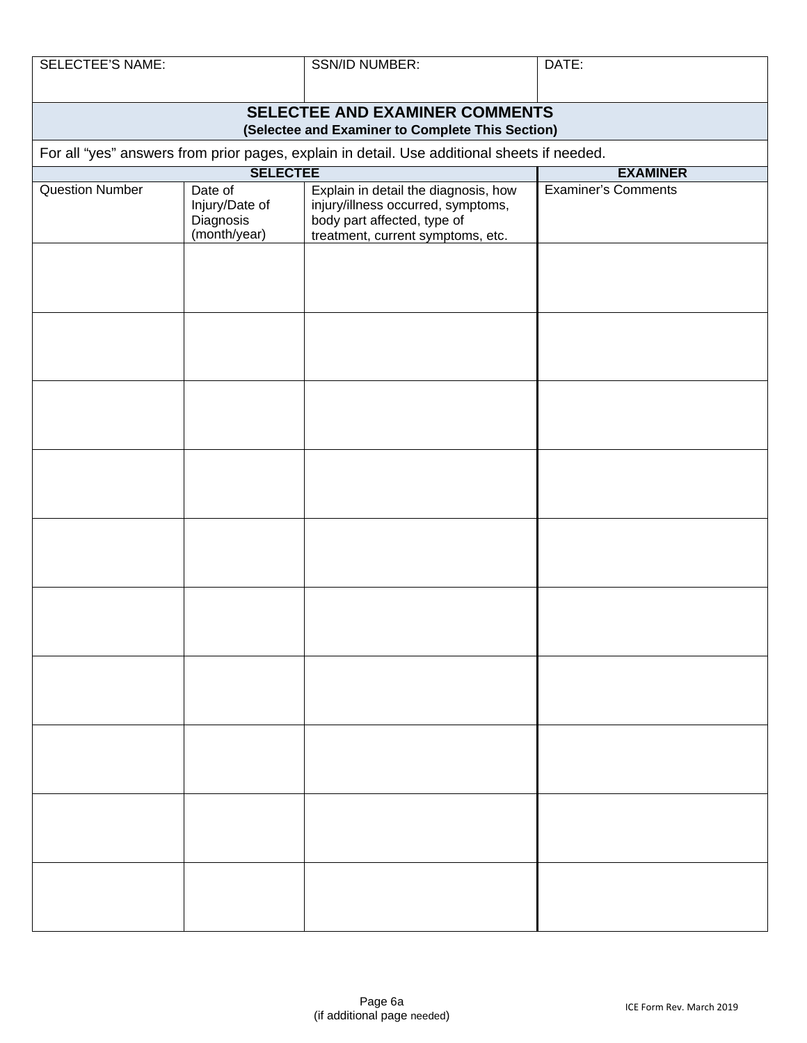| SELECTEE'S NAME: | | SSN/ID NUMBER: | DATE: |
|---|---|---|---|

## SELECTEE AND EXAMINER COMMENTS

**(Selectee and Examiner to Complete This Section)**

For all "yes" answers from prior pages, explain in detail. Use additional sheets if needed.

| **SELECTEE** | | | **EXAMINER** |
|---|---|---|---|
| Question Number | Date of Injury/Date of Diagnosis (month/year) | Explain in detail the diagnosis, how injury/illness occurred, symptoms, body part affected, type of treatment, current symptoms, etc. | Examiner's Comments |
| | | | |
| | | | |
| | | | |
| | | | |
| | | | |
| | | | |
| | | | |
| | | | |
| | | | |
| | | | |

Page 6a
(if additional page needed)

ICE Form Rev. March 2019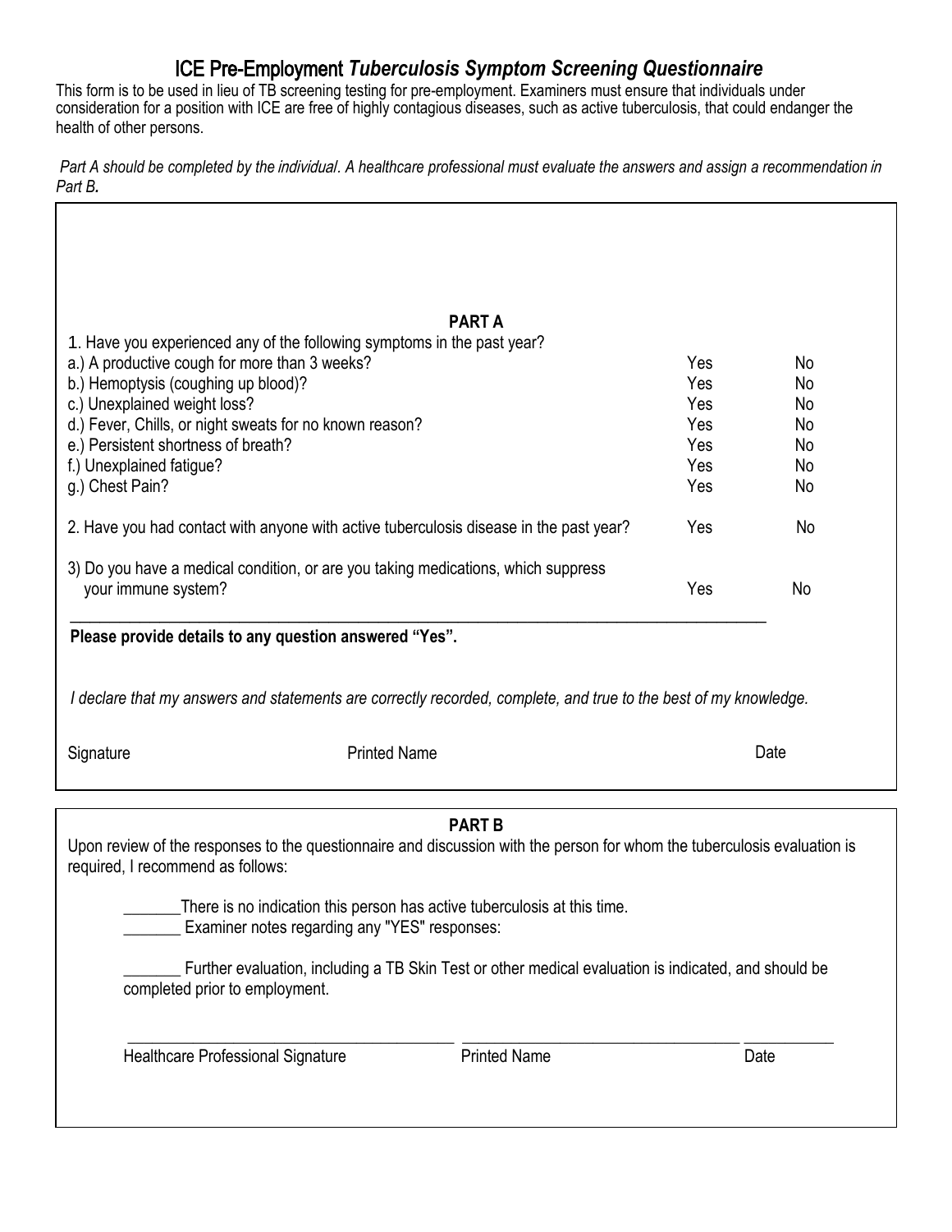# ICE Pre-Employment *Tuberculosis Symptom Screening Questionnaire*

This form is to be used in lieu of TB screening testing for pre-employment. Examiners must ensure that individuals under consideration for a position with ICE are free of highly contagious diseases, such as active tuberculosis, that could endanger the health of other persons.

*Part A should be completed by the individual. A healthcare professional must evaluate the answers and assign a recommendation in Part B.*

## PART A

1. Have you experienced any of the following symptoms in the past year?

| | | |
|---|---|---|
| a.) A productive cough for more than 3 weeks? | Yes | No |
| b.) Hemoptysis (coughing up blood)? | Yes | No |
| c.) Unexplained weight loss? | Yes | No |
| d.) Fever, Chills, or night sweats for no known reason? | Yes | No |
| e.) Persistent shortness of breath? | Yes | No |
| f.) Unexplained fatigue? | Yes | No |
| g.) Chest Pain? | Yes | No |
| 2. Have you had contact with anyone with active tuberculosis disease in the past year? | Yes | No |
| 3) Do you have a medical condition, or are you taking medications, which suppress your immune system? | Yes | No |

**Please provide details to any question answered "Yes".**

*I declare that my answers and statements are correctly recorded, complete, and true to the best of my knowledge.*

Signature | Printed Name | Date

## PART B

Upon review of the responses to the questionnaire and discussion with the person for whom the tuberculosis evaluation is required, I recommend as follows:

_______There is no indication this person has active tuberculosis at this time.
_______ Examiner notes regarding any "YES" responses:

_______ Further evaluation, including a TB Skin Test or other medical evaluation is indicated, and should be completed prior to employment.

Healthcare Professional Signature | Printed Name | Date